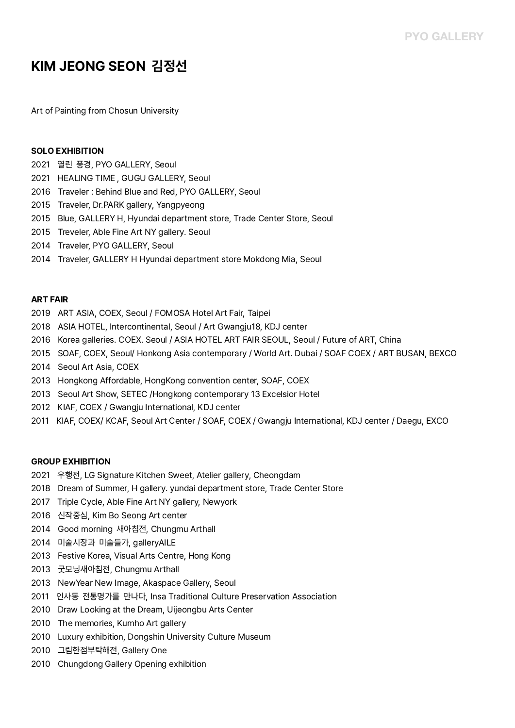# KIM JEONG SEON 김정선

Art of Painting from Chosun University

### SOLO EXHIBITION

2021 열린 풍경, PYO GALLERY, Seoul
2021 HEALING TIME , GUGU GALLERY, Seoul
2016 Traveler : Behind Blue and Red, PYO GALLERY, Seoul
2015 Traveler, Dr.PARK gallery, Yangpyeong
2015 Blue, GALLERY H, Hyundai department store, Trade Center Store, Seoul
2015 Treveler, Able Fine Art NY gallery. Seoul
2014 Traveler, PYO GALLERY, Seoul
2014 Traveler, GALLERY H Hyundai department store Mokdong Mia, Seoul

### ART FAIR

2019 ART ASIA, COEX, Seoul / FOMOSA Hotel Art Fair, Taipei
2018 ASIA HOTEL, Intercontinental, Seoul / Art Gwangju18, KDJ center
2016 Korea galleries. COEX. Seoul / ASIA HOTEL ART FAIR SEOUL, Seoul / Future of ART, China
2015 SOAF, COEX, Seoul/ Honkong Asia contemporary / World Art. Dubai / SOAF COEX / ART BUSAN, BEXCO
2014 Seoul Art Asia, COEX
2013 Hongkong Affordable, HongKong convention center, SOAF, COEX
2013 Seoul Art Show, SETEC /Hongkong contemporary 13 Excelsior Hotel
2012 KIAF, COEX / Gwangju International, KDJ center
2011 KIAF, COEX/ KCAF, Seoul Art Center / SOAF, COEX / Gwangju International, KDJ center / Daegu, EXCO

### GROUP EXHIBITION

2021 우행전, LG Signature Kitchen Sweet, Atelier gallery, Cheongdam
2018 Dream of Summer, H gallery. yundai department store, Trade Center Store
2017 Triple Cycle, Able Fine Art NY gallery, Newyork
2016 신작중심, Kim Bo Seong Art center
2014 Good morning 새아침전, Chungmu Arthall
2014 미술시장과 미술들가, galleryAILE
2013 Festive Korea, Visual Arts Centre, Hong Kong
2013 굿모닝새아침전, Chungmu Arthall
2013 NewYear New Image, Akaspace Gallery, Seoul
2011 인사동 전통명가를 만나다, Insa Traditional Culture Preservation Association
2010 Draw Looking at the Dream, Uijeongbu Arts Center
2010 The memories, Kumho Art gallery
2010 Luxury exhibition, Dongshin University Culture Museum
2010 그림한점부탁해전, Gallery One
2010 Chungdong Gallery Opening exhibition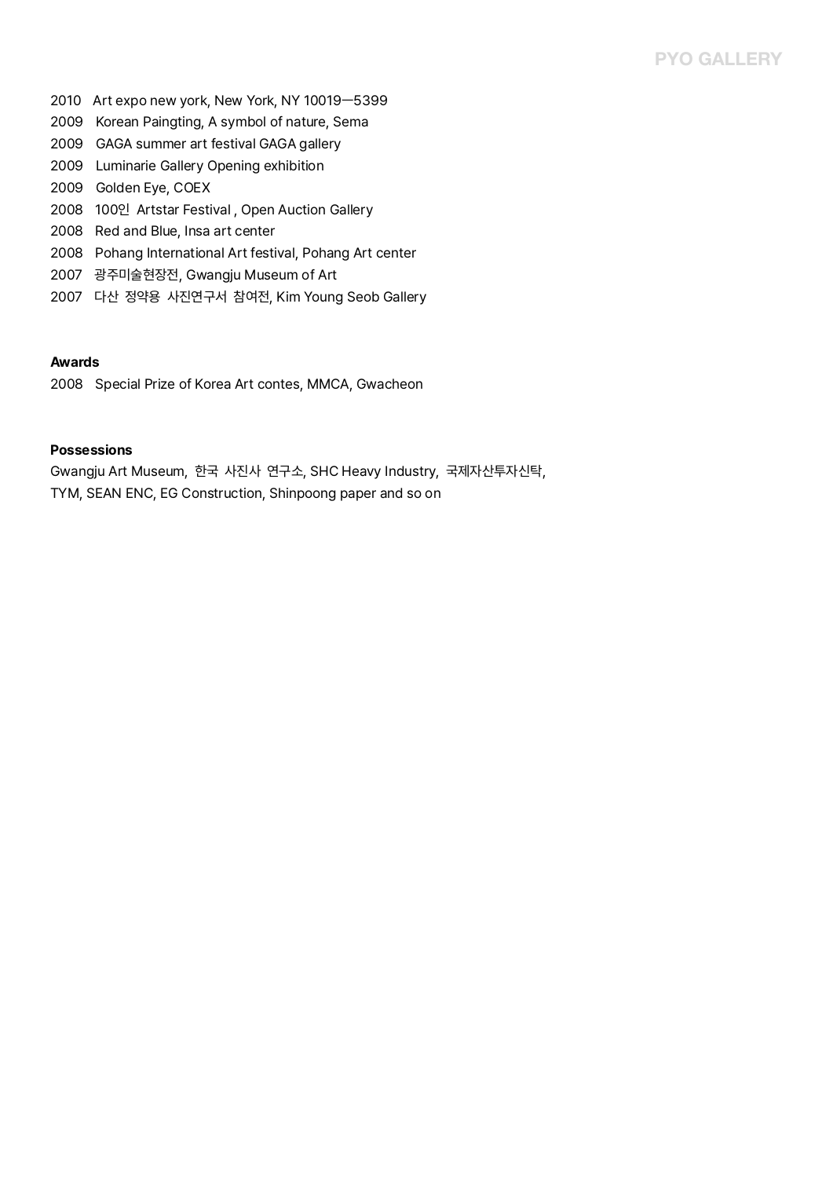2010 Art expo new york, New York, NY 10019—5399
2009 Korean Paingting, A symbol of nature, Sema
2009 GAGA summer art festival GAGA gallery
2009 Luminarie Gallery Opening exhibition
2009 Golden Eye, COEX
2008 100인 Artstar Festival , Open Auction Gallery
2008 Red and Blue, Insa art center
2008 Pohang International Art festival, Pohang Art center
2007 광주미술현장전, Gwangju Museum of Art
2007 다산 정약용 사진연구서 참여전, Kim Young Seob Gallery

**Awards**

2008 Special Prize of Korea Art contes, MMCA, Gwacheon

**Possessions**

Gwangju Art Museum, 한국 사진사 연구소, SHC Heavy Industry, 국제자산투자신탁, TYM, SEAN ENC, EG Construction, Shinpoong paper and so on